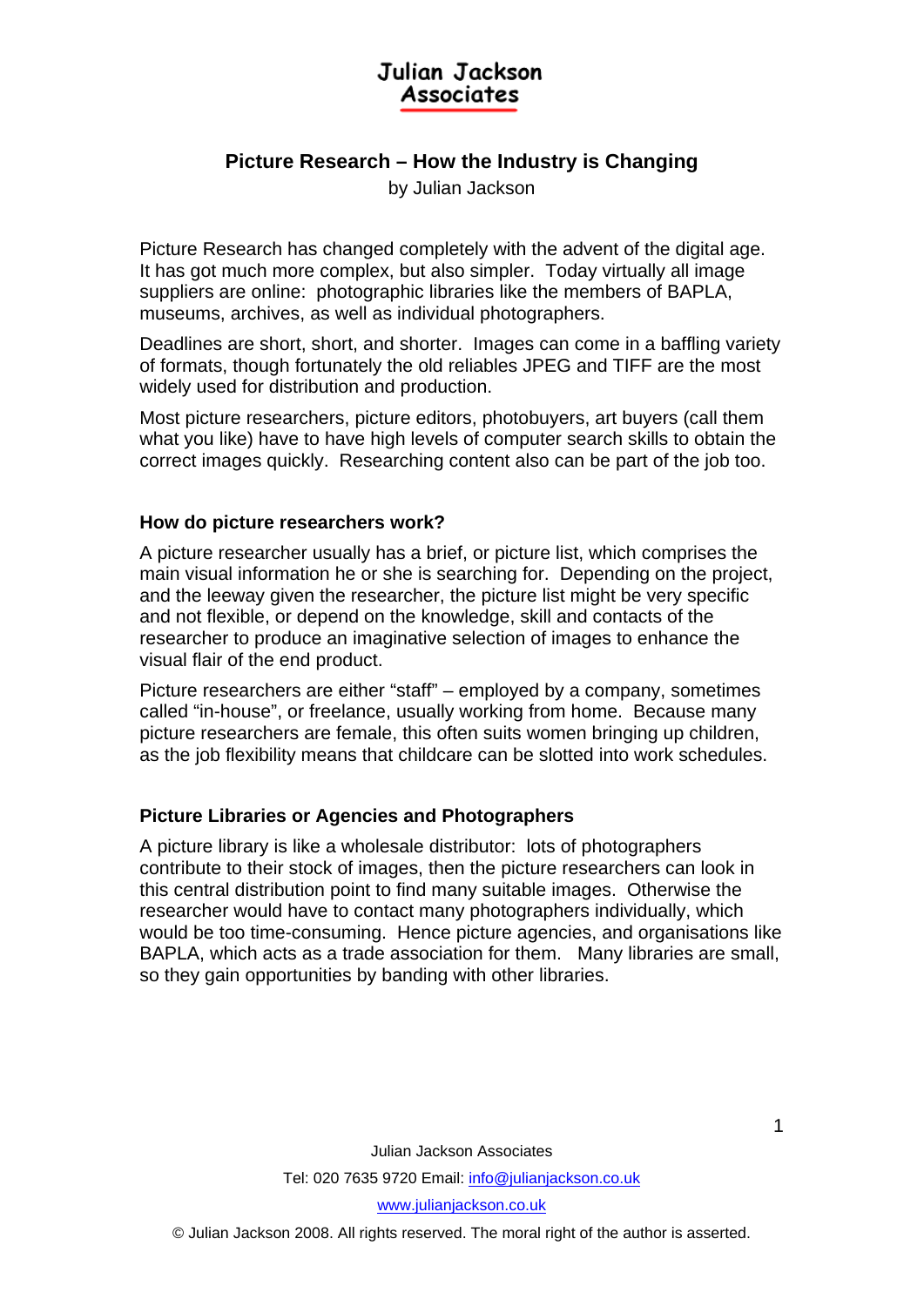Julian Jackson Associates

# Picture Research – How the Industry is Changing

by Julian Jackson

Picture Research has changed completely with the advent of the digital age. It has got much more complex, but also simpler. Today virtually all image suppliers are online: photographic libraries like the members of BAPLA, museums, archives, as well as individual photographers.

Deadlines are short, short, and shorter. Images can come in a baffling variety of formats, though fortunately the old reliables JPEG and TIFF are the most widely used for distribution and production.

Most picture researchers, picture editors, photobuyers, art buyers (call them what you like) have to have high levels of computer search skills to obtain the correct images quickly. Researching content also can be part of the job too.

## How do picture researchers work?

A picture researcher usually has a brief, or picture list, which comprises the main visual information he or she is searching for. Depending on the project, and the leeway given the researcher, the picture list might be very specific and not flexible, or depend on the knowledge, skill and contacts of the researcher to produce an imaginative selection of images to enhance the visual flair of the end product.

Picture researchers are either "staff" – employed by a company, sometimes called "in-house", or freelance, usually working from home. Because many picture researchers are female, this often suits women bringing up children, as the job flexibility means that childcare can be slotted into work schedules.

## Picture Libraries or Agencies and Photographers

A picture library is like a wholesale distributor: lots of photographers contribute to their stock of images, then the picture researchers can look in this central distribution point to find many suitable images. Otherwise the researcher would have to contact many photographers individually, which would be too time-consuming. Hence picture agencies, and organisations like BAPLA, which acts as a trade association for them. Many libraries are small, so they gain opportunities by banding with other libraries.

Julian Jackson Associates

Tel: 020 7635 9720 Email: info@julianjackson.co.uk

www.julianjackson.co.uk

© Julian Jackson 2008. All rights reserved. The moral right of the author is asserted.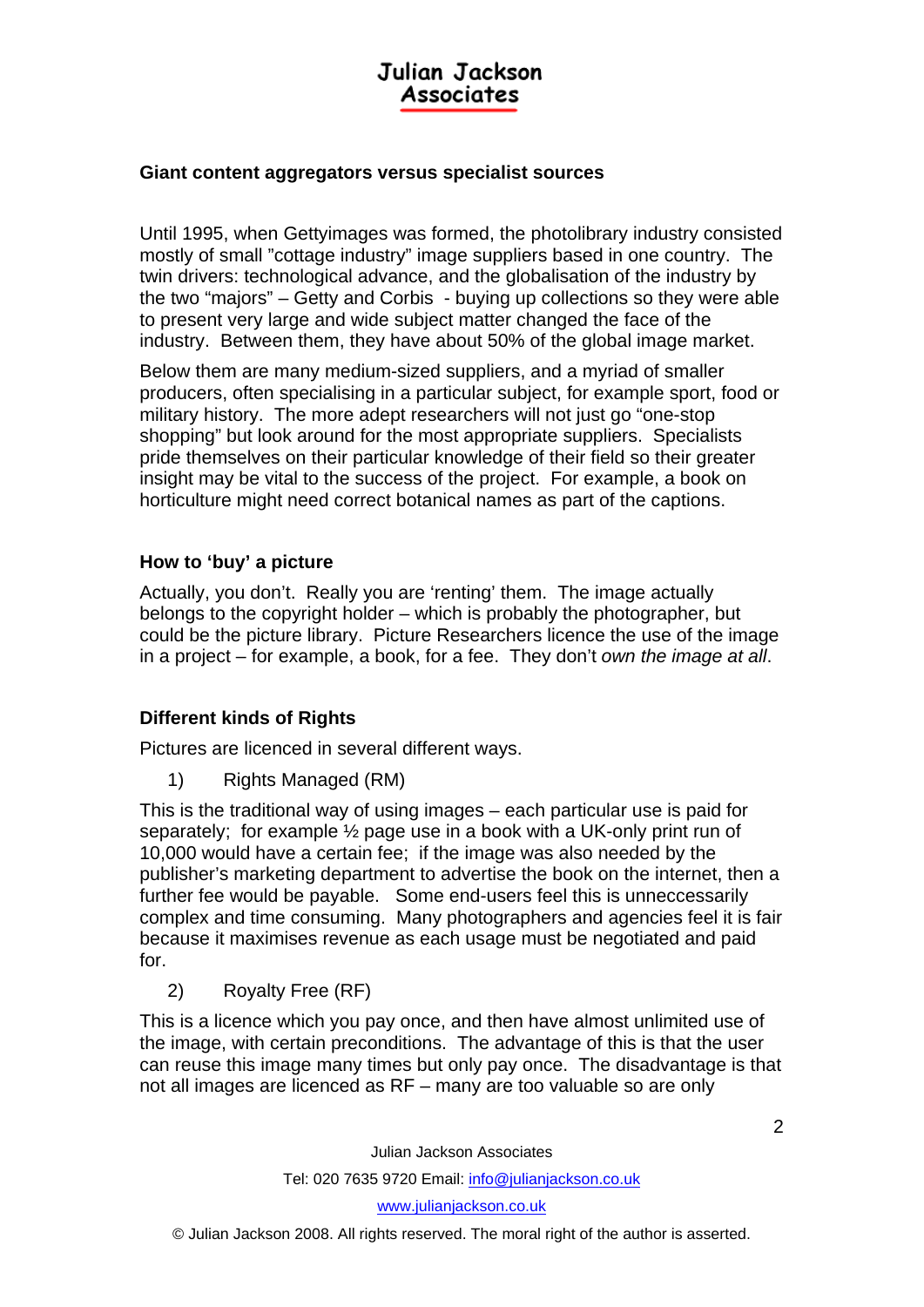## Giant content aggregators versus specialist sources

Until 1995, when Gettyimages was formed, the photolibrary industry consisted mostly of small "cottage industry" image suppliers based in one country. The twin drivers: technological advance, and the globalisation of the industry by the two "majors" – Getty and Corbis - buying up collections so they were able to present very large and wide subject matter changed the face of the industry. Between them, they have about 50% of the global image market.

Below them are many medium-sized suppliers, and a myriad of smaller producers, often specialising in a particular subject, for example sport, food or military history. The more adept researchers will not just go "one-stop shopping" but look around for the most appropriate suppliers. Specialists pride themselves on their particular knowledge of their field so their greater insight may be vital to the success of the project. For example, a book on horticulture might need correct botanical names as part of the captions.

## How to 'buy' a picture

Actually, you don't. Really you are 'renting' them. The image actually belongs to the copyright holder – which is probably the photographer, but could be the picture library. Picture Researchers licence the use of the image in a project – for example, a book, for a fee. They don't *own the image at all*.

## Different kinds of Rights

Pictures are licenced in several different ways.

1) Rights Managed (RM)

This is the traditional way of using images – each particular use is paid for separately; for example ½ page use in a book with a UK-only print run of 10,000 would have a certain fee; if the image was also needed by the publisher's marketing department to advertise the book on the internet, then a further fee would be payable. Some end-users feel this is unneccessarily complex and time consuming. Many photographers and agencies feel it is fair because it maximises revenue as each usage must be negotiated and paid for.

2) Royalty Free (RF)

This is a licence which you pay once, and then have almost unlimited use of the image, with certain preconditions. The advantage of this is that the user can reuse this image many times but only pay once. The disadvantage is that not all images are licenced as RF – many are too valuable so are only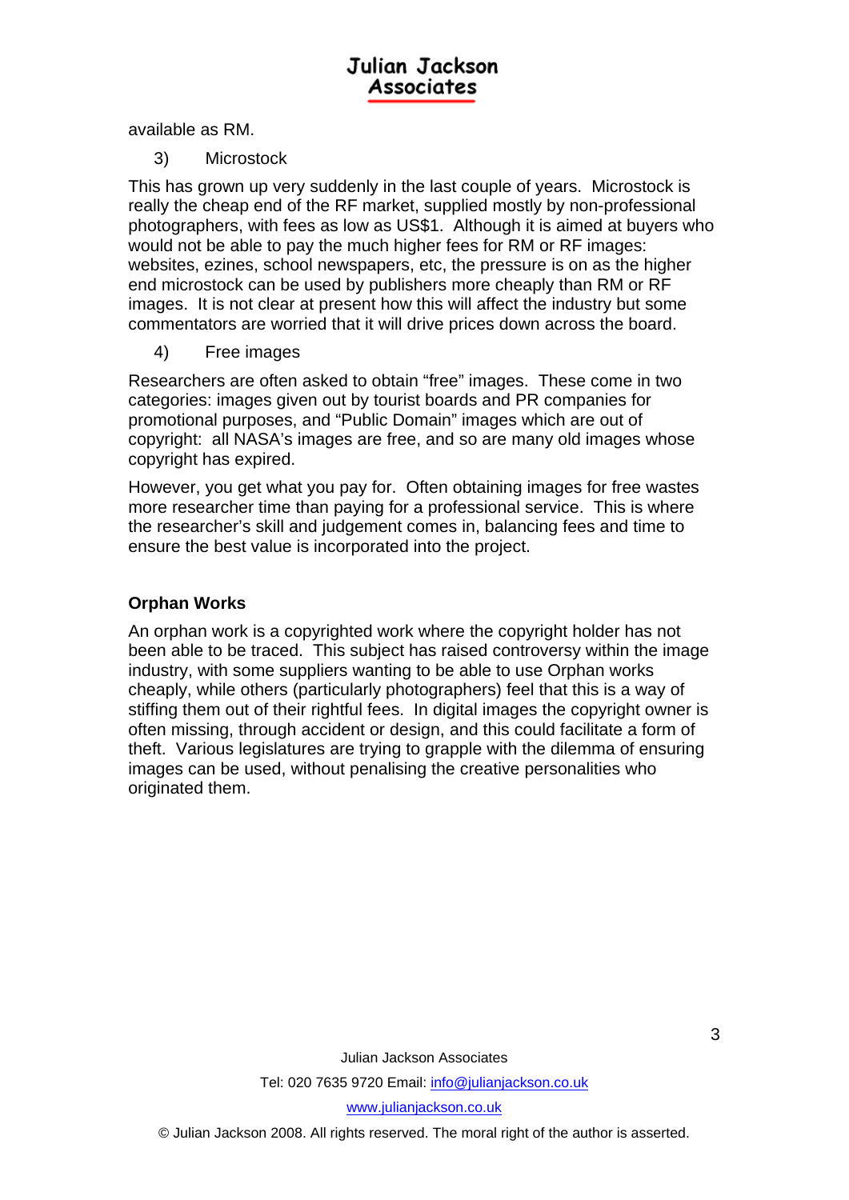available as RM.

3) Microstock

This has grown up very suddenly in the last couple of years. Microstock is really the cheap end of the RF market, supplied mostly by non-professional photographers, with fees as low as US$1. Although it is aimed at buyers who would not be able to pay the much higher fees for RM or RF images: websites, ezines, school newspapers, etc, the pressure is on as the higher end microstock can be used by publishers more cheaply than RM or RF images. It is not clear at present how this will affect the industry but some commentators are worried that it will drive prices down across the board.

4) Free images

Researchers are often asked to obtain "free" images. These come in two categories: images given out by tourist boards and PR companies for promotional purposes, and "Public Domain" images which are out of copyright: all NASA's images are free, and so are many old images whose copyright has expired.

However, you get what you pay for. Often obtaining images for free wastes more researcher time than paying for a professional service. This is where the researcher's skill and judgement comes in, balancing fees and time to ensure the best value is incorporated into the project.

**Orphan Works**

An orphan work is a copyrighted work where the copyright holder has not been able to be traced. This subject has raised controversy within the image industry, with some suppliers wanting to be able to use Orphan works cheaply, while others (particularly photographers) feel that this is a way of stiffing them out of their rightful fees. In digital images the copyright owner is often missing, through accident or design, and this could facilitate a form of theft. Various legislatures are trying to grapple with the dilemma of ensuring images can be used, without penalising the creative personalities who originated them.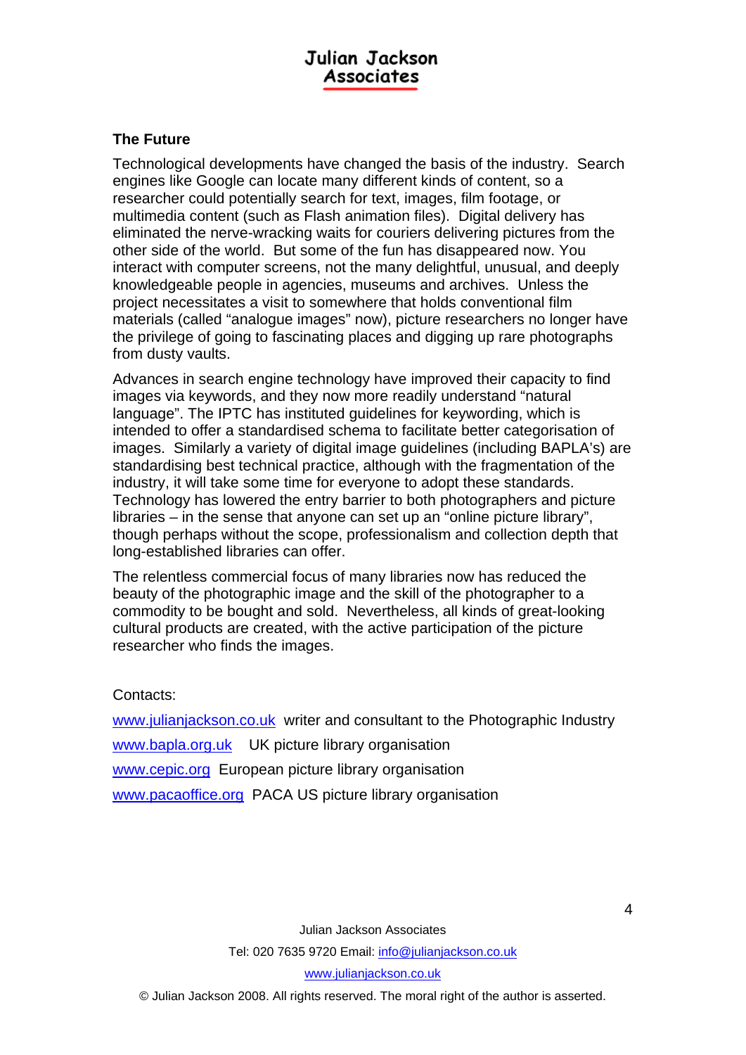## The Future

Technological developments have changed the basis of the industry. Search engines like Google can locate many different kinds of content, so a researcher could potentially search for text, images, film footage, or multimedia content (such as Flash animation files). Digital delivery has eliminated the nerve-wracking waits for couriers delivering pictures from the other side of the world. But some of the fun has disappeared now. You interact with computer screens, not the many delightful, unusual, and deeply knowledgeable people in agencies, museums and archives. Unless the project necessitates a visit to somewhere that holds conventional film materials (called "analogue images" now), picture researchers no longer have the privilege of going to fascinating places and digging up rare photographs from dusty vaults.

Advances in search engine technology have improved their capacity to find images via keywords, and they now more readily understand "natural language". The IPTC has instituted guidelines for keywording, which is intended to offer a standardised schema to facilitate better categorisation of images. Similarly a variety of digital image guidelines (including BAPLA's) are standardising best technical practice, although with the fragmentation of the industry, it will take some time for everyone to adopt these standards. Technology has lowered the entry barrier to both photographers and picture libraries – in the sense that anyone can set up an "online picture library", though perhaps without the scope, professionalism and collection depth that long-established libraries can offer.

The relentless commercial focus of many libraries now has reduced the beauty of the photographic image and the skill of the photographer to a commodity to be bought and sold. Nevertheless, all kinds of great-looking cultural products are created, with the active participation of the picture researcher who finds the images.

Contacts:

www.julianjackson.co.uk writer and consultant to the Photographic Industry

www.bapla.org.uk UK picture library organisation

www.cepic.org European picture library organisation

www.pacaoffice.org PACA US picture library organisation